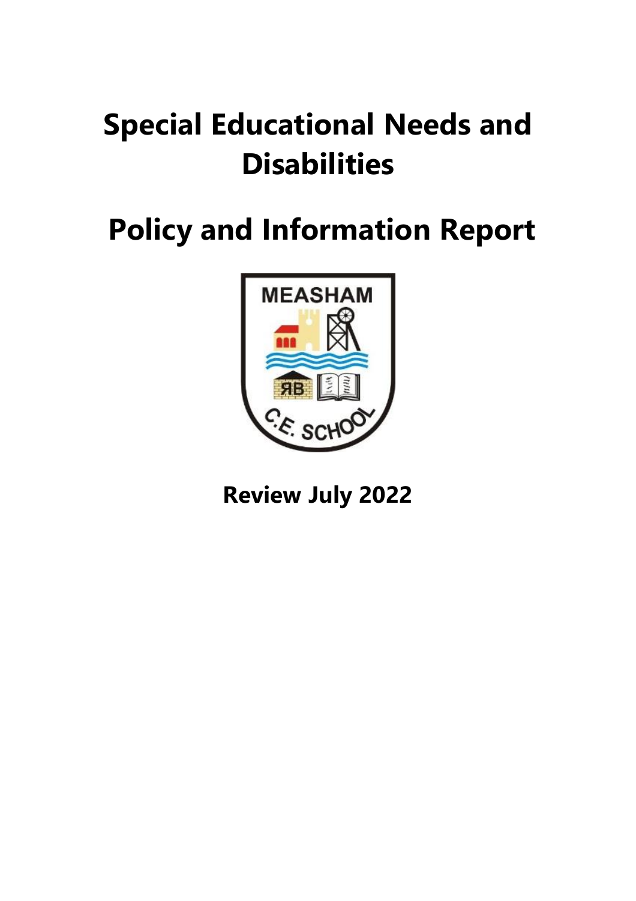# Special Educational Needs and Disabilities

# Policy and Information Report

MEASHAM

C.E. SCHOOL

**Review July 2022**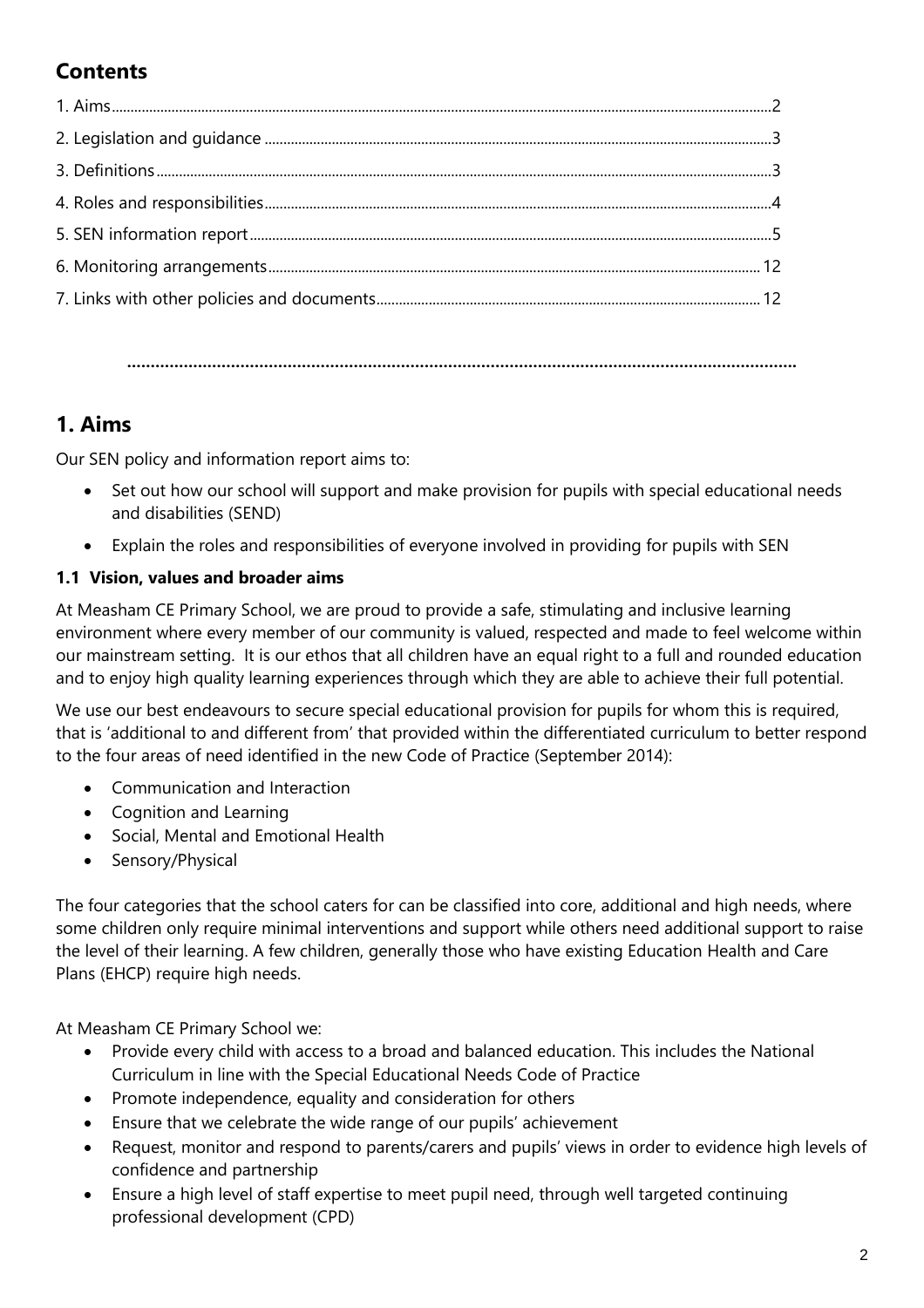## Contents

1. Aims ... 2
2. Legislation and guidance ... 3
3. Definitions ... 3
4. Roles and responsibilities ... 4
5. SEN information report ... 5
6. Monitoring arrangements ... 12
7. Links with other policies and documents ... 12

---

## 1. Aims

Our SEN policy and information report aims to:

- Set out how our school will support and make provision for pupils with special educational needs and disabilities (SEND)
- Explain the roles and responsibilities of everyone involved in providing for pupils with SEN

### 1.1 Vision, values and broader aims

At Measham CE Primary School, we are proud to provide a safe, stimulating and inclusive learning environment where every member of our community is valued, respected and made to feel welcome within our mainstream setting. It is our ethos that all children have an equal right to a full and rounded education and to enjoy high quality learning experiences through which they are able to achieve their full potential.

We use our best endeavours to secure special educational provision for pupils for whom this is required, that is 'additional to and different from' that provided within the differentiated curriculum to better respond to the four areas of need identified in the new Code of Practice (September 2014):

- Communication and Interaction
- Cognition and Learning
- Social, Mental and Emotional Health
- Sensory/Physical

The four categories that the school caters for can be classified into core, additional and high needs, where some children only require minimal interventions and support while others need additional support to raise the level of their learning. A few children, generally those who have existing Education Health and Care Plans (EHCP) require high needs.

At Measham CE Primary School we:

- Provide every child with access to a broad and balanced education. This includes the National Curriculum in line with the Special Educational Needs Code of Practice
- Promote independence, equality and consideration for others
- Ensure that we celebrate the wide range of our pupils' achievement
- Request, monitor and respond to parents/carers and pupils' views in order to evidence high levels of confidence and partnership
- Ensure a high level of staff expertise to meet pupil need, through well targeted continuing professional development (CPD)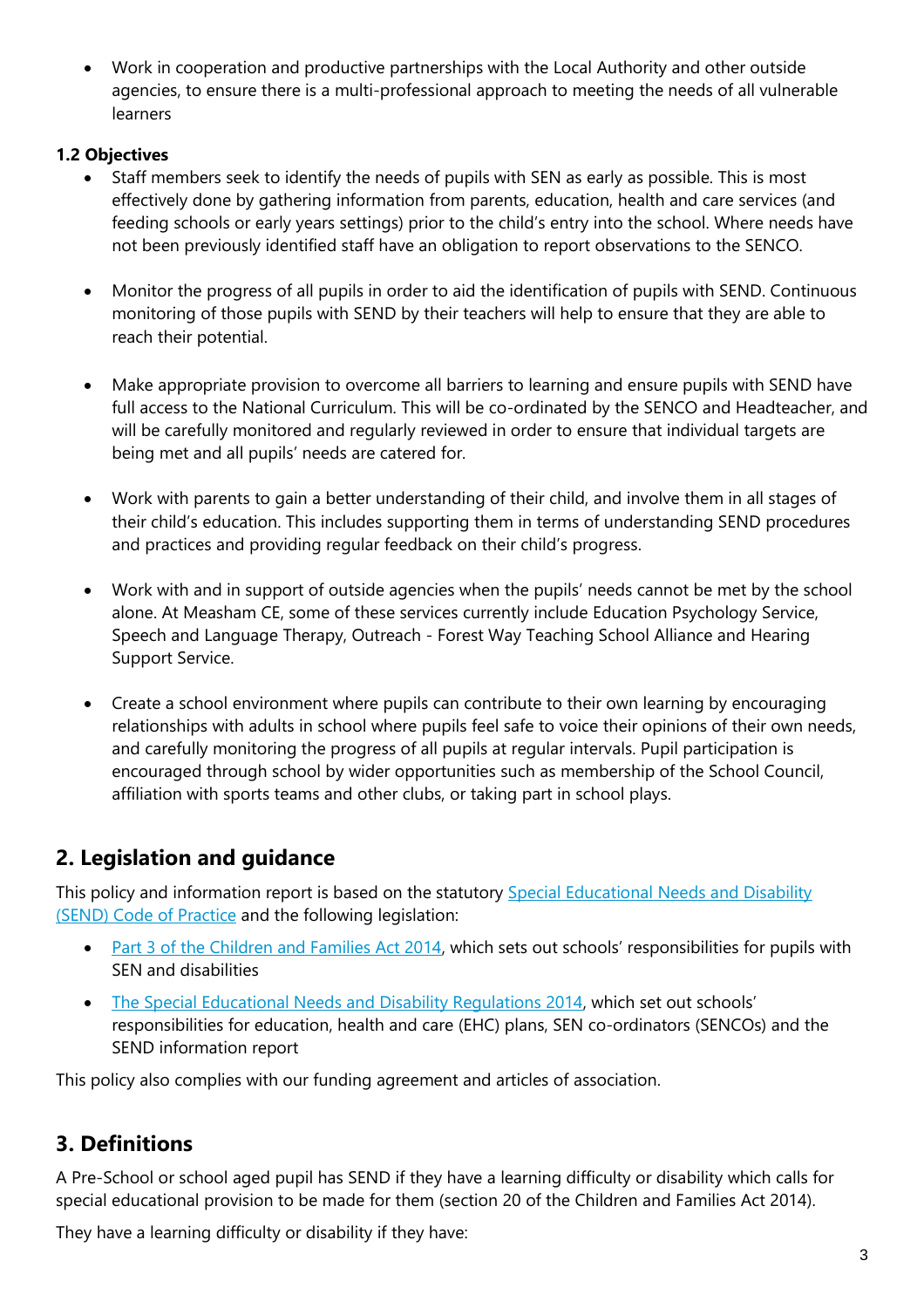- Work in cooperation and productive partnerships with the Local Authority and other outside agencies, to ensure there is a multi-professional approach to meeting the needs of all vulnerable learners

**1.2 Objectives**

- Staff members seek to identify the needs of pupils with SEN as early as possible. This is most effectively done by gathering information from parents, education, health and care services (and feeding schools or early years settings) prior to the child's entry into the school. Where needs have not been previously identified staff have an obligation to report observations to the SENCO.

- Monitor the progress of all pupils in order to aid the identification of pupils with SEND. Continuous monitoring of those pupils with SEND by their teachers will help to ensure that they are able to reach their potential.

- Make appropriate provision to overcome all barriers to learning and ensure pupils with SEND have full access to the National Curriculum. This will be co-ordinated by the SENCO and Headteacher, and will be carefully monitored and regularly reviewed in order to ensure that individual targets are being met and all pupils' needs are catered for.

- Work with parents to gain a better understanding of their child, and involve them in all stages of their child's education. This includes supporting them in terms of understanding SEND procedures and practices and providing regular feedback on their child's progress.

- Work with and in support of outside agencies when the pupils' needs cannot be met by the school alone. At Measham CE, some of these services currently include Education Psychology Service, Speech and Language Therapy, Outreach - Forest Way Teaching School Alliance and Hearing Support Service.

- Create a school environment where pupils can contribute to their own learning by encouraging relationships with adults in school where pupils feel safe to voice their opinions of their own needs, and carefully monitoring the progress of all pupils at regular intervals. Pupil participation is encouraged through school by wider opportunities such as membership of the School Council, affiliation with sports teams and other clubs, or taking part in school plays.

## 2. Legislation and guidance

This policy and information report is based on the statutory Special Educational Needs and Disability (SEND) Code of Practice and the following legislation:

- Part 3 of the Children and Families Act 2014, which sets out schools' responsibilities for pupils with SEN and disabilities
- The Special Educational Needs and Disability Regulations 2014, which set out schools' responsibilities for education, health and care (EHC) plans, SEN co-ordinators (SENCOs) and the SEND information report

This policy also complies with our funding agreement and articles of association.

## 3. Definitions

A Pre-School or school aged pupil has SEND if they have a learning difficulty or disability which calls for special educational provision to be made for them (section 20 of the Children and Families Act 2014).

They have a learning difficulty or disability if they have: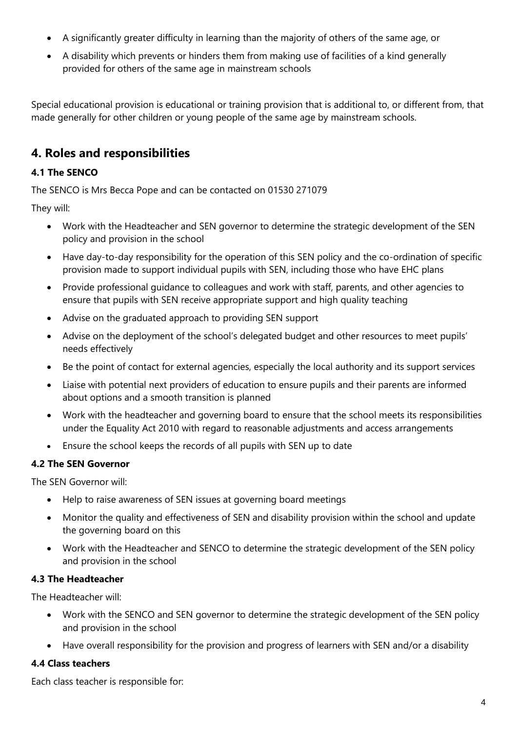- A significantly greater difficulty in learning than the majority of others of the same age, or
- A disability which prevents or hinders them from making use of facilities of a kind generally provided for others of the same age in mainstream schools

Special educational provision is educational or training provision that is additional to, or different from, that made generally for other children or young people of the same age by mainstream schools.

## 4. Roles and responsibilities

### 4.1 The SENCO

The SENCO is Mrs Becca Pope and can be contacted on 01530 271079

They will:

- Work with the Headteacher and SEN governor to determine the strategic development of the SEN policy and provision in the school
- Have day-to-day responsibility for the operation of this SEN policy and the co-ordination of specific provision made to support individual pupils with SEN, including those who have EHC plans
- Provide professional guidance to colleagues and work with staff, parents, and other agencies to ensure that pupils with SEN receive appropriate support and high quality teaching
- Advise on the graduated approach to providing SEN support
- Advise on the deployment of the school's delegated budget and other resources to meet pupils' needs effectively
- Be the point of contact for external agencies, especially the local authority and its support services
- Liaise with potential next providers of education to ensure pupils and their parents are informed about options and a smooth transition is planned
- Work with the headteacher and governing board to ensure that the school meets its responsibilities under the Equality Act 2010 with regard to reasonable adjustments and access arrangements
- Ensure the school keeps the records of all pupils with SEN up to date

### 4.2 The SEN Governor

The SEN Governor will:

- Help to raise awareness of SEN issues at governing board meetings
- Monitor the quality and effectiveness of SEN and disability provision within the school and update the governing board on this
- Work with the Headteacher and SENCO to determine the strategic development of the SEN policy and provision in the school

### 4.3 The Headteacher

The Headteacher will:

- Work with the SENCO and SEN governor to determine the strategic development of the SEN policy and provision in the school
- Have overall responsibility for the provision and progress of learners with SEN and/or a disability

### 4.4 Class teachers

Each class teacher is responsible for: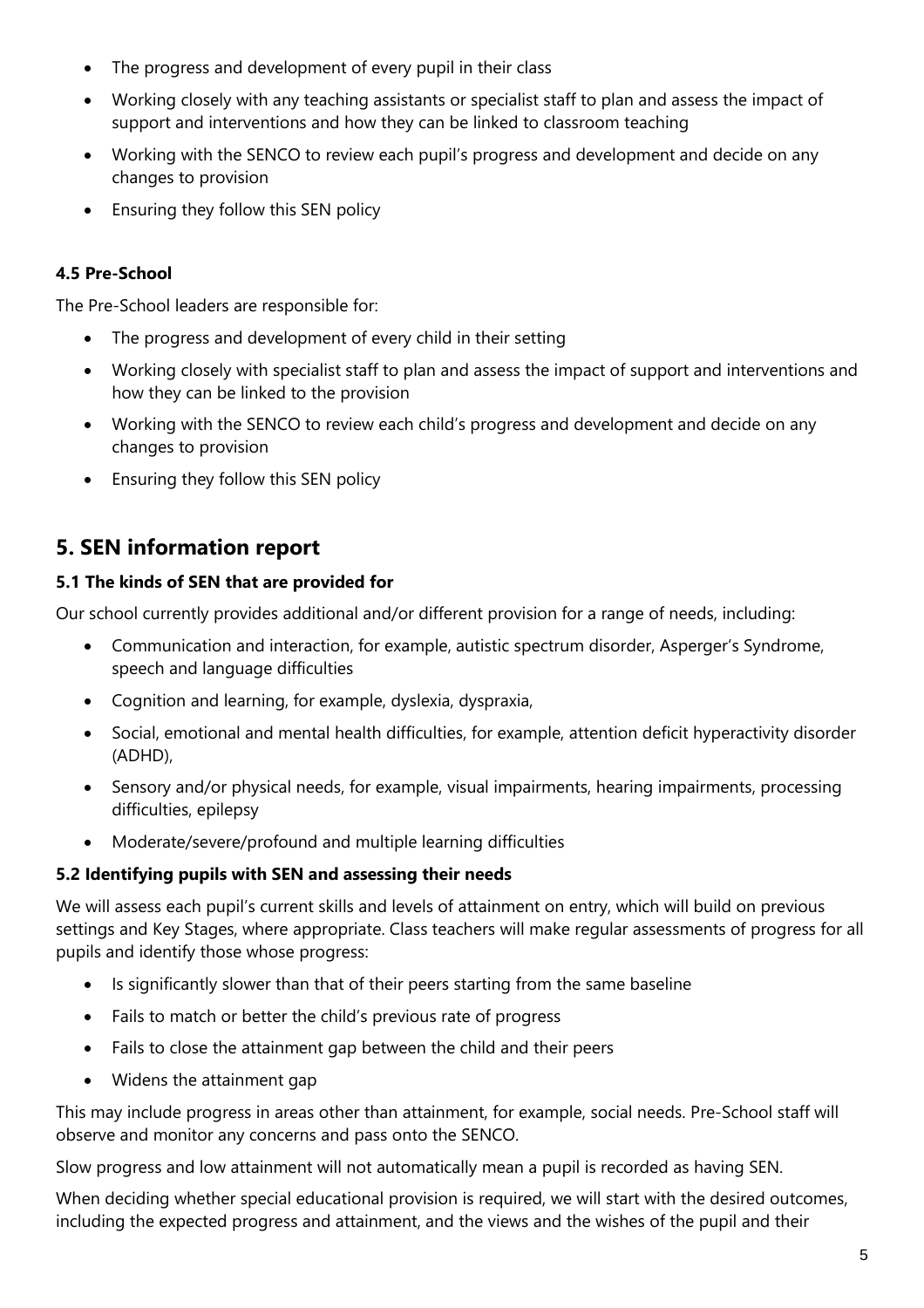- The progress and development of every pupil in their class
- Working closely with any teaching assistants or specialist staff to plan and assess the impact of support and interventions and how they can be linked to classroom teaching
- Working with the SENCO to review each pupil's progress and development and decide on any changes to provision
- Ensuring they follow this SEN policy

### 4.5 Pre-School

The Pre-School leaders are responsible for:

- The progress and development of every child in their setting
- Working closely with specialist staff to plan and assess the impact of support and interventions and how they can be linked to the provision
- Working with the SENCO to review each child's progress and development and decide on any changes to provision
- Ensuring they follow this SEN policy

## 5. SEN information report

### 5.1 The kinds of SEN that are provided for

Our school currently provides additional and/or different provision for a range of needs, including:

- Communication and interaction, for example, autistic spectrum disorder, Asperger's Syndrome, speech and language difficulties
- Cognition and learning, for example, dyslexia, dyspraxia,
- Social, emotional and mental health difficulties, for example, attention deficit hyperactivity disorder (ADHD),
- Sensory and/or physical needs, for example, visual impairments, hearing impairments, processing difficulties, epilepsy
- Moderate/severe/profound and multiple learning difficulties

### 5.2 Identifying pupils with SEN and assessing their needs

We will assess each pupil's current skills and levels of attainment on entry, which will build on previous settings and Key Stages, where appropriate. Class teachers will make regular assessments of progress for all pupils and identify those whose progress:

- Is significantly slower than that of their peers starting from the same baseline
- Fails to match or better the child's previous rate of progress
- Fails to close the attainment gap between the child and their peers
- Widens the attainment gap

This may include progress in areas other than attainment, for example, social needs. Pre-School staff will observe and monitor any concerns and pass onto the SENCO.

Slow progress and low attainment will not automatically mean a pupil is recorded as having SEN.

When deciding whether special educational provision is required, we will start with the desired outcomes, including the expected progress and attainment, and the views and the wishes of the pupil and their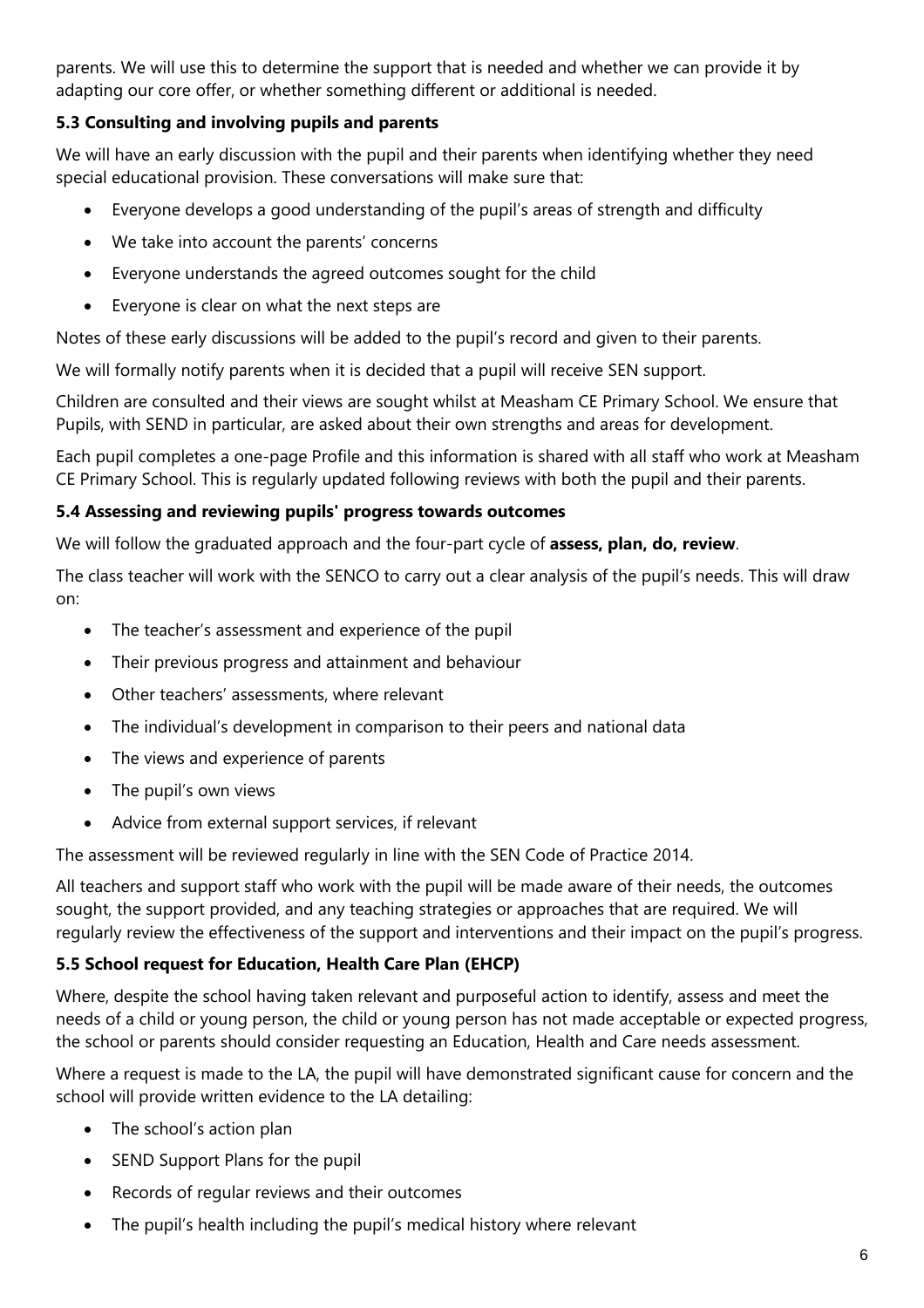parents. We will use this to determine the support that is needed and whether we can provide it by adapting our core offer, or whether something different or additional is needed.

### 5.3 Consulting and involving pupils and parents

We will have an early discussion with the pupil and their parents when identifying whether they need special educational provision. These conversations will make sure that:

- Everyone develops a good understanding of the pupil's areas of strength and difficulty
- We take into account the parents' concerns
- Everyone understands the agreed outcomes sought for the child
- Everyone is clear on what the next steps are

Notes of these early discussions will be added to the pupil's record and given to their parents.

We will formally notify parents when it is decided that a pupil will receive SEN support.

Children are consulted and their views are sought whilst at Measham CE Primary School. We ensure that Pupils, with SEND in particular, are asked about their own strengths and areas for development.

Each pupil completes a one-page Profile and this information is shared with all staff who work at Measham CE Primary School. This is regularly updated following reviews with both the pupil and their parents.

### 5.4 Assessing and reviewing pupils' progress towards outcomes

We will follow the graduated approach and the four-part cycle of **assess, plan, do, review**.

The class teacher will work with the SENCO to carry out a clear analysis of the pupil's needs. This will draw on:

- The teacher's assessment and experience of the pupil
- Their previous progress and attainment and behaviour
- Other teachers' assessments, where relevant
- The individual's development in comparison to their peers and national data
- The views and experience of parents
- The pupil's own views
- Advice from external support services, if relevant

The assessment will be reviewed regularly in line with the SEN Code of Practice 2014.

All teachers and support staff who work with the pupil will be made aware of their needs, the outcomes sought, the support provided, and any teaching strategies or approaches that are required. We will regularly review the effectiveness of the support and interventions and their impact on the pupil's progress.

### 5.5 School request for Education, Health Care Plan (EHCP)

Where, despite the school having taken relevant and purposeful action to identify, assess and meet the needs of a child or young person, the child or young person has not made acceptable or expected progress, the school or parents should consider requesting an Education, Health and Care needs assessment.

Where a request is made to the LA, the pupil will have demonstrated significant cause for concern and the school will provide written evidence to the LA detailing:

- The school's action plan
- SEND Support Plans for the pupil
- Records of regular reviews and their outcomes
- The pupil's health including the pupil's medical history where relevant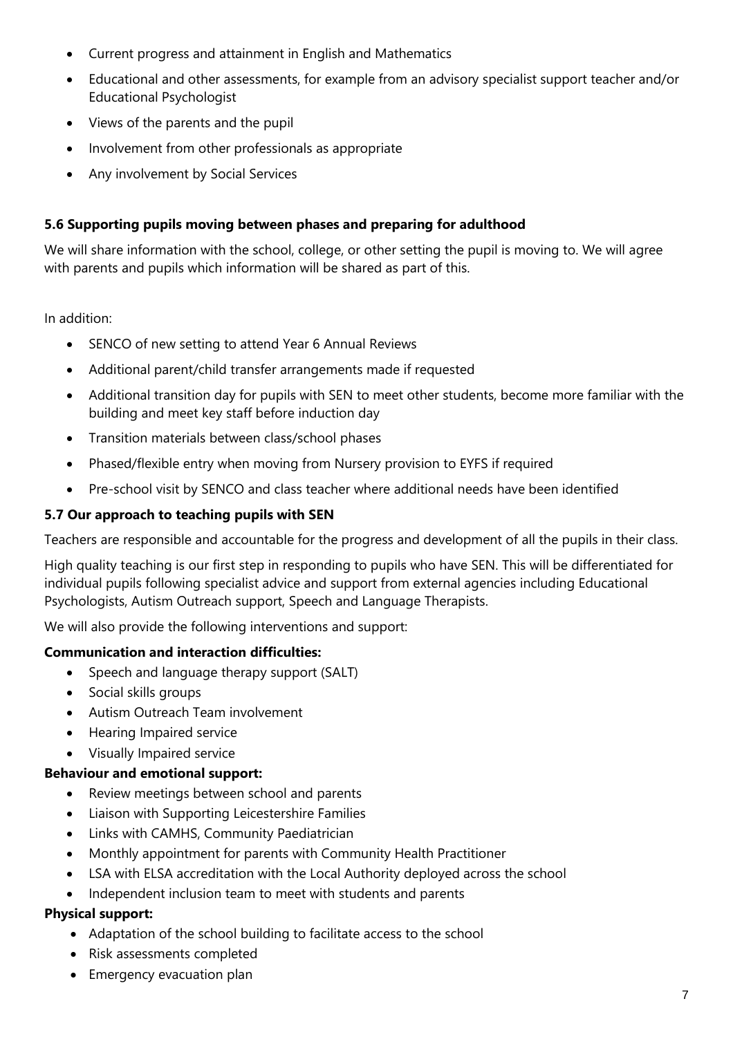- Current progress and attainment in English and Mathematics
- Educational and other assessments, for example from an advisory specialist support teacher and/or Educational Psychologist
- Views of the parents and the pupil
- Involvement from other professionals as appropriate
- Any involvement by Social Services

### 5.6 Supporting pupils moving between phases and preparing for adulthood

We will share information with the school, college, or other setting the pupil is moving to. We will agree with parents and pupils which information will be shared as part of this.

In addition:

- SENCO of new setting to attend Year 6 Annual Reviews
- Additional parent/child transfer arrangements made if requested
- Additional transition day for pupils with SEN to meet other students, become more familiar with the building and meet key staff before induction day
- Transition materials between class/school phases
- Phased/flexible entry when moving from Nursery provision to EYFS if required
- Pre-school visit by SENCO and class teacher where additional needs have been identified

### 5.7 Our approach to teaching pupils with SEN

Teachers are responsible and accountable for the progress and development of all the pupils in their class.

High quality teaching is our first step in responding to pupils who have SEN. This will be differentiated for individual pupils following specialist advice and support from external agencies including Educational Psychologists, Autism Outreach support, Speech and Language Therapists.

We will also provide the following interventions and support:

**Communication and interaction difficulties:**

- Speech and language therapy support (SALT)
- Social skills groups
- Autism Outreach Team involvement
- Hearing Impaired service
- Visually Impaired service

**Behaviour and emotional support:**

- Review meetings between school and parents
- Liaison with Supporting Leicestershire Families
- Links with CAMHS, Community Paediatrician
- Monthly appointment for parents with Community Health Practitioner
- LSA with ELSA accreditation with the Local Authority deployed across the school
- Independent inclusion team to meet with students and parents

**Physical support:**

- Adaptation of the school building to facilitate access to the school
- Risk assessments completed
- Emergency evacuation plan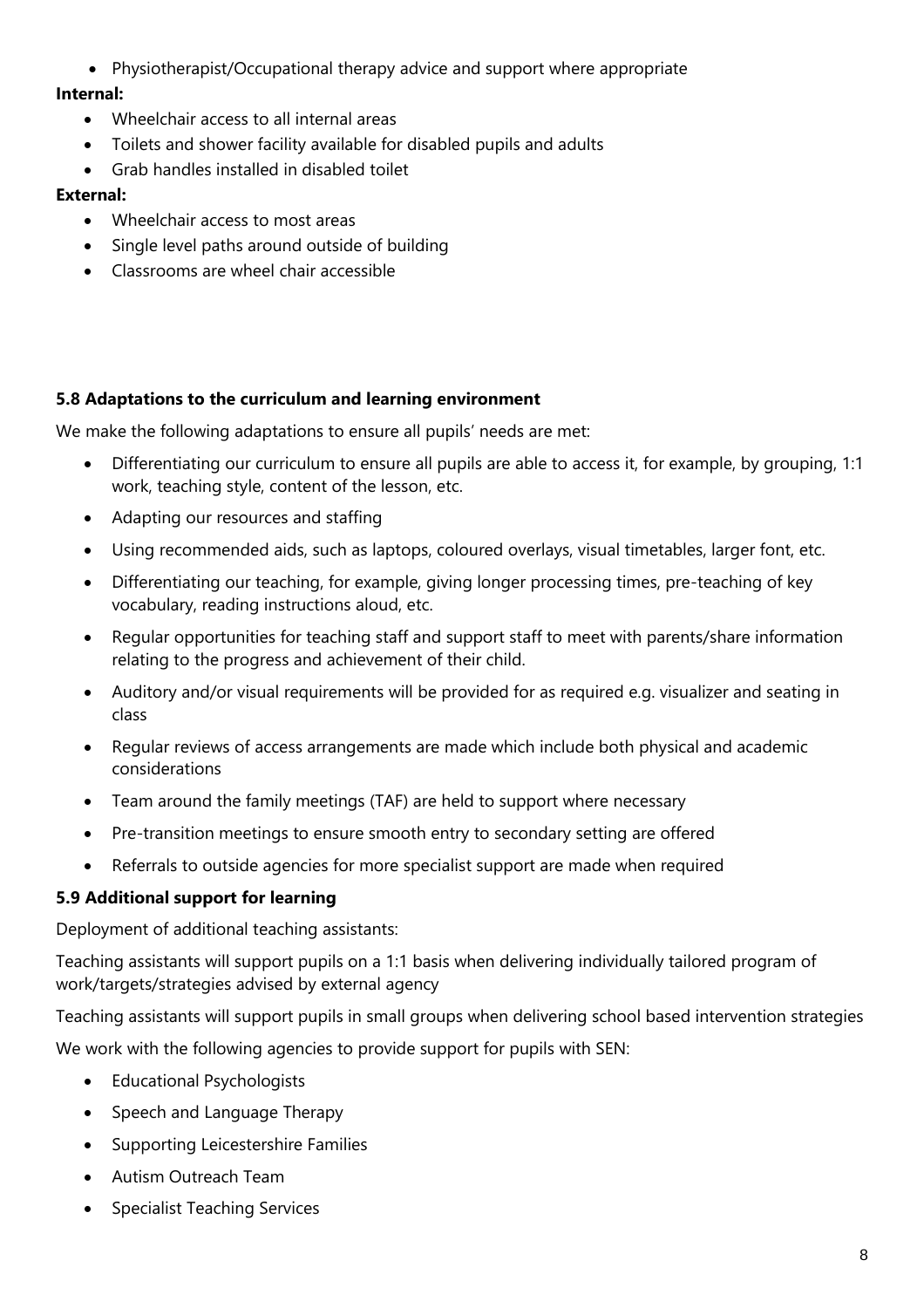- Physiotherapist/Occupational therapy advice and support where appropriate

**Internal:**

- Wheelchair access to all internal areas
- Toilets and shower facility available for disabled pupils and adults
- Grab handles installed in disabled toilet

**External:**

- Wheelchair access to most areas
- Single level paths around outside of building
- Classrooms are wheel chair accessible

### 5.8 Adaptations to the curriculum and learning environment

We make the following adaptations to ensure all pupils' needs are met:

- Differentiating our curriculum to ensure all pupils are able to access it, for example, by grouping, 1:1 work, teaching style, content of the lesson, etc.
- Adapting our resources and staffing
- Using recommended aids, such as laptops, coloured overlays, visual timetables, larger font, etc.
- Differentiating our teaching, for example, giving longer processing times, pre-teaching of key vocabulary, reading instructions aloud, etc.
- Regular opportunities for teaching staff and support staff to meet with parents/share information relating to the progress and achievement of their child.
- Auditory and/or visual requirements will be provided for as required e.g. visualizer and seating in class
- Regular reviews of access arrangements are made which include both physical and academic considerations
- Team around the family meetings (TAF) are held to support where necessary
- Pre-transition meetings to ensure smooth entry to secondary setting are offered
- Referrals to outside agencies for more specialist support are made when required

### 5.9 Additional support for learning

Deployment of additional teaching assistants:

Teaching assistants will support pupils on a 1:1 basis when delivering individually tailored program of work/targets/strategies advised by external agency

Teaching assistants will support pupils in small groups when delivering school based intervention strategies

We work with the following agencies to provide support for pupils with SEN:

- Educational Psychologists
- Speech and Language Therapy
- Supporting Leicestershire Families
- Autism Outreach Team
- Specialist Teaching Services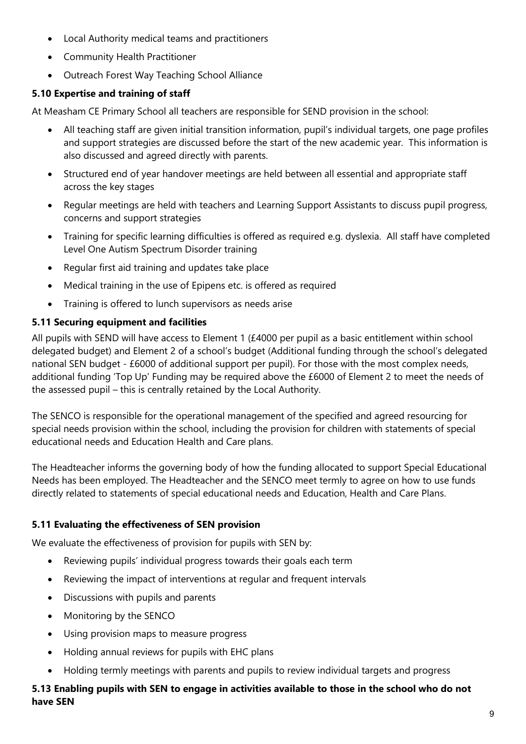- Local Authority medical teams and practitioners
- Community Health Practitioner
- Outreach Forest Way Teaching School Alliance

### 5.10 Expertise and training of staff

At Measham CE Primary School all teachers are responsible for SEND provision in the school:

- All teaching staff are given initial transition information, pupil's individual targets, one page profiles and support strategies are discussed before the start of the new academic year. This information is also discussed and agreed directly with parents.
- Structured end of year handover meetings are held between all essential and appropriate staff across the key stages
- Regular meetings are held with teachers and Learning Support Assistants to discuss pupil progress, concerns and support strategies
- Training for specific learning difficulties is offered as required e.g. dyslexia. All staff have completed Level One Autism Spectrum Disorder training
- Regular first aid training and updates take place
- Medical training in the use of Epipens etc. is offered as required
- Training is offered to lunch supervisors as needs arise

### 5.11 Securing equipment and facilities

All pupils with SEND will have access to Element 1 (£4000 per pupil as a basic entitlement within school delegated budget) and Element 2 of a school's budget (Additional funding through the school's delegated national SEN budget - £6000 of additional support per pupil). For those with the most complex needs, additional funding 'Top Up' Funding may be required above the £6000 of Element 2 to meet the needs of the assessed pupil – this is centrally retained by the Local Authority.

The SENCO is responsible for the operational management of the specified and agreed resourcing for special needs provision within the school, including the provision for children with statements of special educational needs and Education Health and Care plans.

The Headteacher informs the governing body of how the funding allocated to support Special Educational Needs has been employed. The Headteacher and the SENCO meet termly to agree on how to use funds directly related to statements of special educational needs and Education, Health and Care Plans.

### 5.11 Evaluating the effectiveness of SEN provision

We evaluate the effectiveness of provision for pupils with SEN by:

- Reviewing pupils' individual progress towards their goals each term
- Reviewing the impact of interventions at regular and frequent intervals
- Discussions with pupils and parents
- Monitoring by the SENCO
- Using provision maps to measure progress
- Holding annual reviews for pupils with EHC plans
- Holding termly meetings with parents and pupils to review individual targets and progress

### 5.13 Enabling pupils with SEN to engage in activities available to those in the school who do not have SEN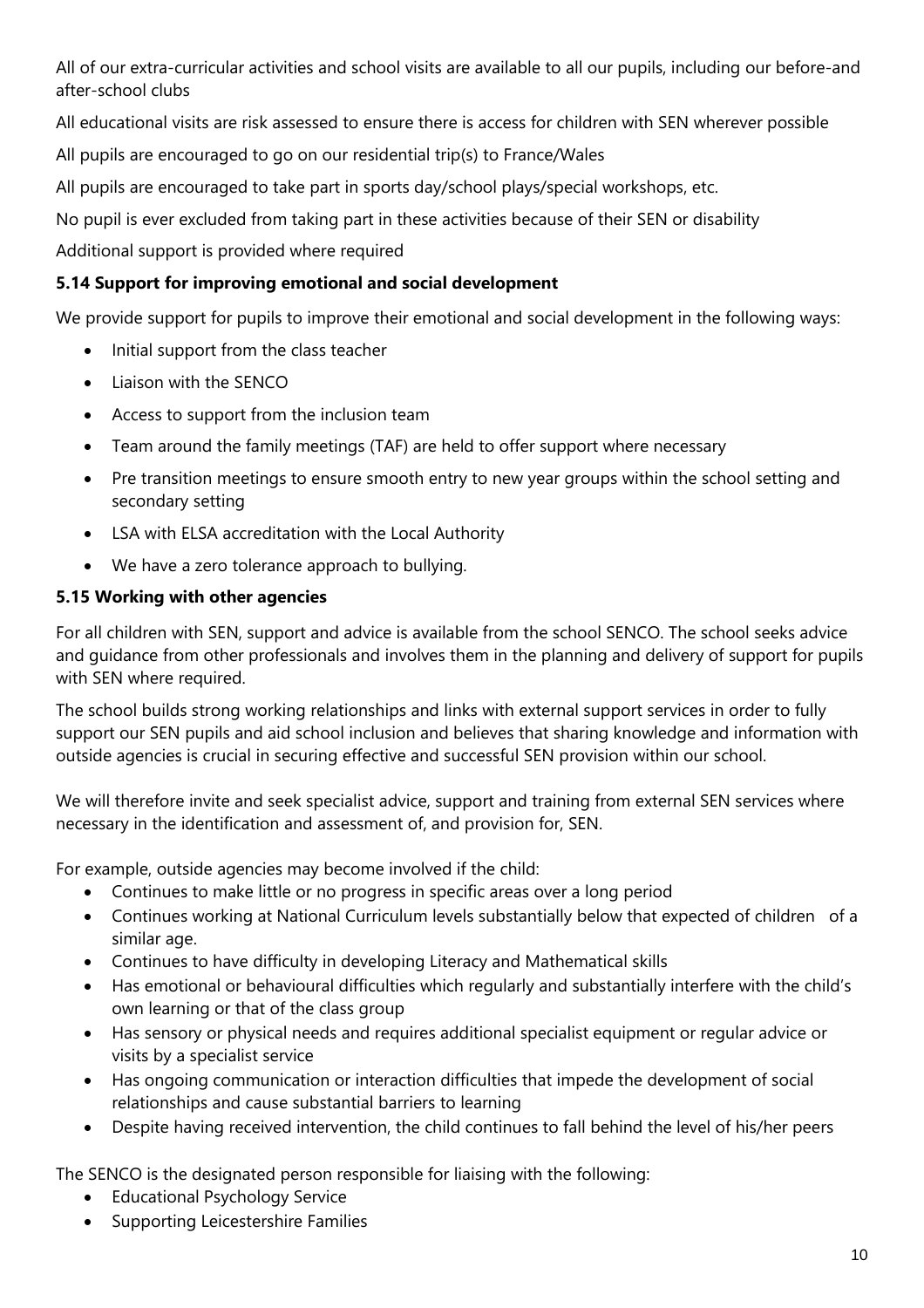All of our extra-curricular activities and school visits are available to all our pupils, including our before-and after-school clubs

All educational visits are risk assessed to ensure there is access for children with SEN wherever possible

All pupils are encouraged to go on our residential trip(s) to France/Wales

All pupils are encouraged to take part in sports day/school plays/special workshops, etc.

No pupil is ever excluded from taking part in these activities because of their SEN or disability

Additional support is provided where required

### 5.14 Support for improving emotional and social development

We provide support for pupils to improve their emotional and social development in the following ways:

- Initial support from the class teacher
- Liaison with the SENCO
- Access to support from the inclusion team
- Team around the family meetings (TAF) are held to offer support where necessary
- Pre transition meetings to ensure smooth entry to new year groups within the school setting and secondary setting
- LSA with ELSA accreditation with the Local Authority
- We have a zero tolerance approach to bullying.

### 5.15 Working with other agencies

For all children with SEN, support and advice is available from the school SENCO. The school seeks advice and guidance from other professionals and involves them in the planning and delivery of support for pupils with SEN where required.

The school builds strong working relationships and links with external support services in order to fully support our SEN pupils and aid school inclusion and believes that sharing knowledge and information with outside agencies is crucial in securing effective and successful SEN provision within our school.

We will therefore invite and seek specialist advice, support and training from external SEN services where necessary in the identification and assessment of, and provision for, SEN.

For example, outside agencies may become involved if the child:

- Continues to make little or no progress in specific areas over a long period
- Continues working at National Curriculum levels substantially below that expected of children of a similar age.
- Continues to have difficulty in developing Literacy and Mathematical skills
- Has emotional or behavioural difficulties which regularly and substantially interfere with the child's own learning or that of the class group
- Has sensory or physical needs and requires additional specialist equipment or regular advice or visits by a specialist service
- Has ongoing communication or interaction difficulties that impede the development of social relationships and cause substantial barriers to learning
- Despite having received intervention, the child continues to fall behind the level of his/her peers

The SENCO is the designated person responsible for liaising with the following:

- Educational Psychology Service
- Supporting Leicestershire Families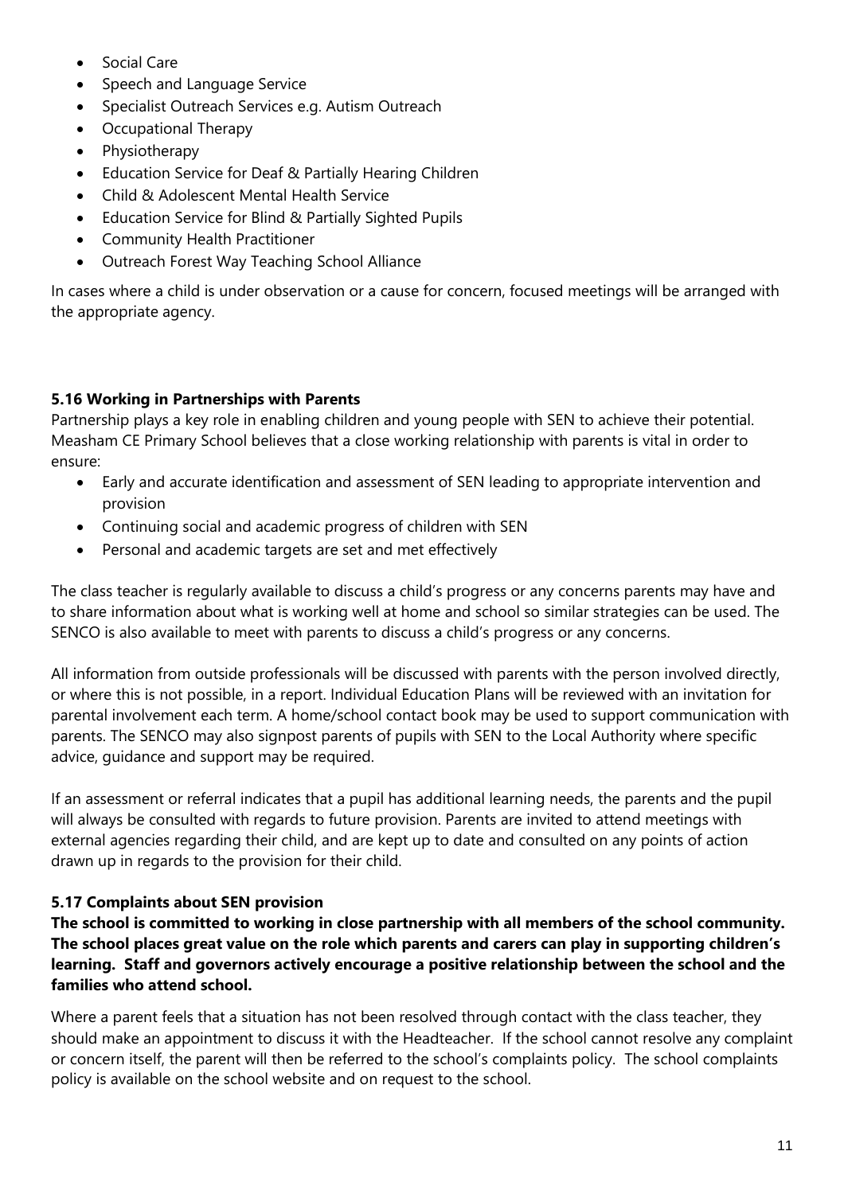- Social Care
- Speech and Language Service
- Specialist Outreach Services e.g. Autism Outreach
- Occupational Therapy
- Physiotherapy
- Education Service for Deaf & Partially Hearing Children
- Child & Adolescent Mental Health Service
- Education Service for Blind & Partially Sighted Pupils
- Community Health Practitioner
- Outreach Forest Way Teaching School Alliance

In cases where a child is under observation or a cause for concern, focused meetings will be arranged with the appropriate agency.

### 5.16 Working in Partnerships with Parents

Partnership plays a key role in enabling children and young people with SEN to achieve their potential. Measham CE Primary School believes that a close working relationship with parents is vital in order to ensure:

- Early and accurate identification and assessment of SEN leading to appropriate intervention and provision
- Continuing social and academic progress of children with SEN
- Personal and academic targets are set and met effectively

The class teacher is regularly available to discuss a child's progress or any concerns parents may have and to share information about what is working well at home and school so similar strategies can be used. The SENCO is also available to meet with parents to discuss a child's progress or any concerns.

All information from outside professionals will be discussed with parents with the person involved directly, or where this is not possible, in a report. Individual Education Plans will be reviewed with an invitation for parental involvement each term. A home/school contact book may be used to support communication with parents. The SENCO may also signpost parents of pupils with SEN to the Local Authority where specific advice, guidance and support may be required.

If an assessment or referral indicates that a pupil has additional learning needs, the parents and the pupil will always be consulted with regards to future provision. Parents are invited to attend meetings with external agencies regarding their child, and are kept up to date and consulted on any points of action drawn up in regards to the provision for their child.

### 5.17 Complaints about SEN provision

**The school is committed to working in close partnership with all members of the school community. The school places great value on the role which parents and carers can play in supporting children's learning. Staff and governors actively encourage a positive relationship between the school and the families who attend school.**

Where a parent feels that a situation has not been resolved through contact with the class teacher, they should make an appointment to discuss it with the Headteacher. If the school cannot resolve any complaint or concern itself, the parent will then be referred to the school's complaints policy. The school complaints policy is available on the school website and on request to the school.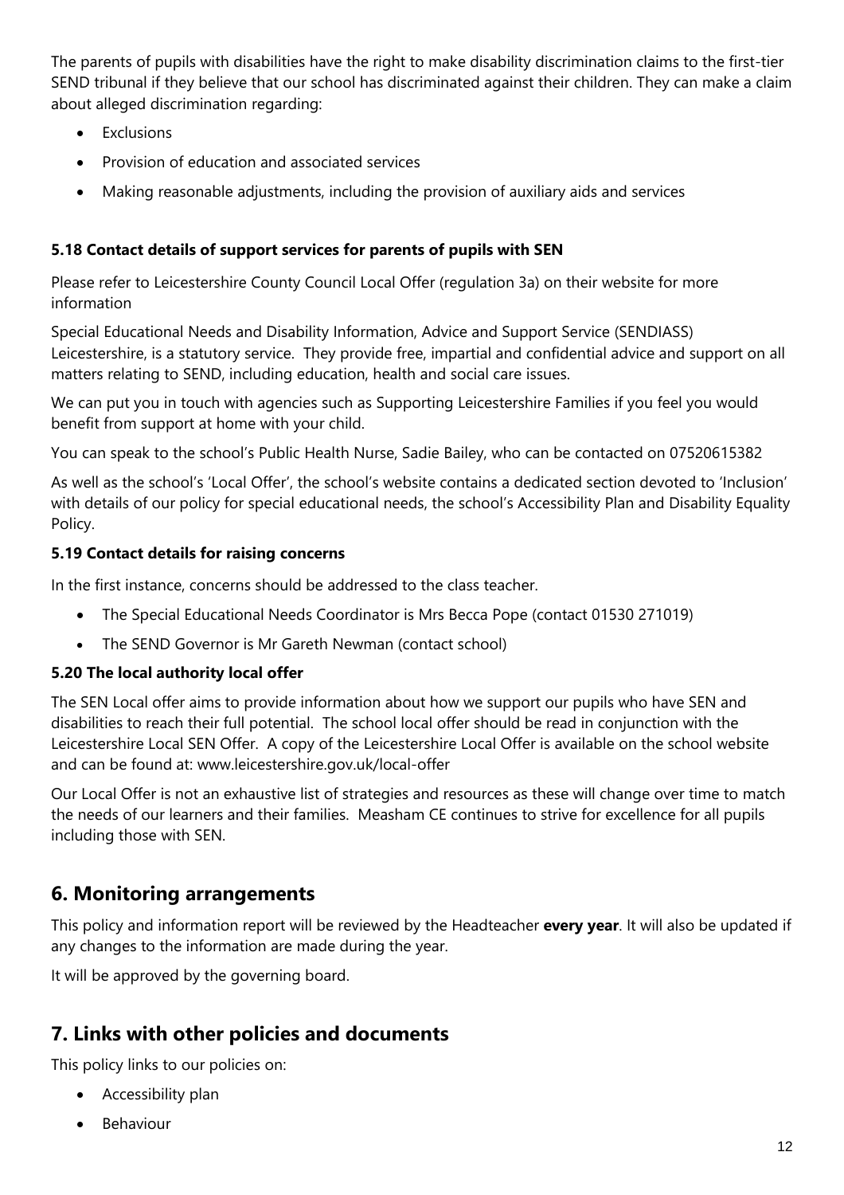The parents of pupils with disabilities have the right to make disability discrimination claims to the first-tier SEND tribunal if they believe that our school has discriminated against their children. They can make a claim about alleged discrimination regarding:

- Exclusions
- Provision of education and associated services
- Making reasonable adjustments, including the provision of auxiliary aids and services

### 5.18 Contact details of support services for parents of pupils with SEN

Please refer to Leicestershire County Council Local Offer (regulation 3a) on their website for more information

Special Educational Needs and Disability Information, Advice and Support Service (SENDIASS) Leicestershire, is a statutory service. They provide free, impartial and confidential advice and support on all matters relating to SEND, including education, health and social care issues.

We can put you in touch with agencies such as Supporting Leicestershire Families if you feel you would benefit from support at home with your child.

You can speak to the school's Public Health Nurse, Sadie Bailey, who can be contacted on 07520615382

As well as the school's 'Local Offer', the school's website contains a dedicated section devoted to 'Inclusion' with details of our policy for special educational needs, the school's Accessibility Plan and Disability Equality Policy.

### 5.19 Contact details for raising concerns

In the first instance, concerns should be addressed to the class teacher.

- The Special Educational Needs Coordinator is Mrs Becca Pope (contact 01530 271019)
- The SEND Governor is Mr Gareth Newman (contact school)

### 5.20 The local authority local offer

The SEN Local offer aims to provide information about how we support our pupils who have SEN and disabilities to reach their full potential. The school local offer should be read in conjunction with the Leicestershire Local SEN Offer. A copy of the Leicestershire Local Offer is available on the school website and can be found at: www.leicestershire.gov.uk/local-offer

Our Local Offer is not an exhaustive list of strategies and resources as these will change over time to match the needs of our learners and their families. Measham CE continues to strive for excellence for all pupils including those with SEN.

## 6. Monitoring arrangements

This policy and information report will be reviewed by the Headteacher **every year**. It will also be updated if any changes to the information are made during the year.

It will be approved by the governing board.

## 7. Links with other policies and documents

This policy links to our policies on:

- Accessibility plan
- Behaviour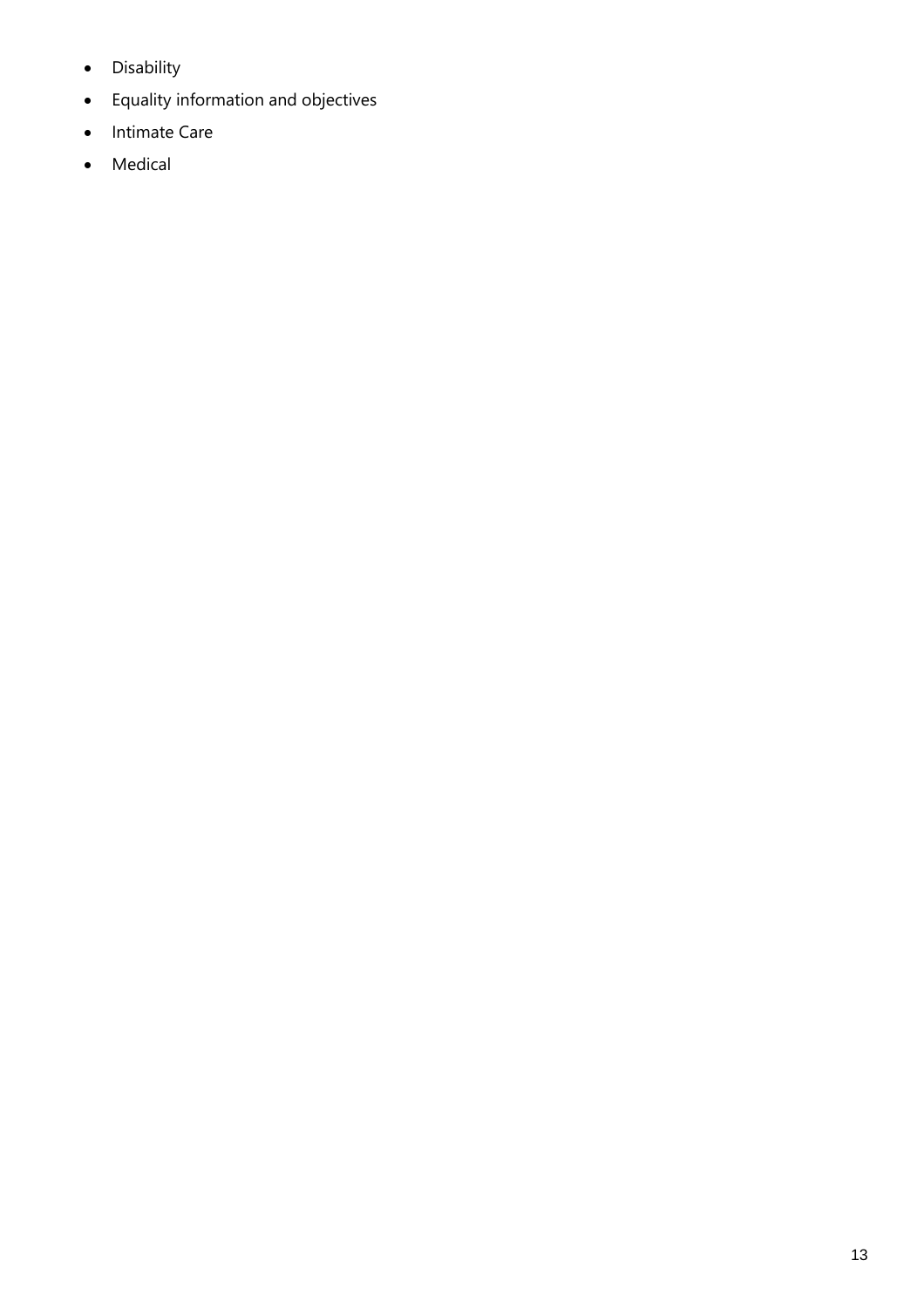- Disability
- Equality information and objectives
- Intimate Care
- Medical